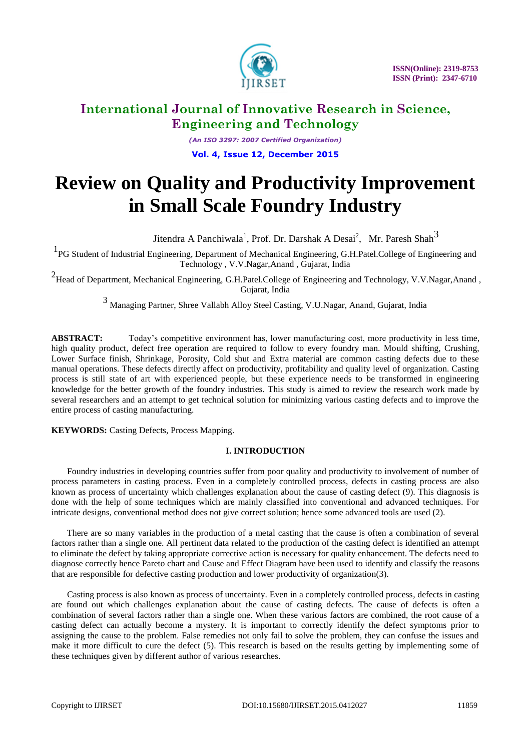# Review on Quality and Productivity Improvement in Small Scale Foundry Industry

Jitendra A Panchiwala[1], Prof. Dr. Darshak A Desai[2], Mr. Paresh Shah[3]

[1]PG Student of Industrial Engineering, Department of Mechanical Engineering, G.H.Patel.College of Engineering and Technology , V.V.Nagar,Anand , Gujarat, India

[2]Head of Department, Mechanical Engineering, G.H.Patel.College of Engineering and Technology, V.V.Nagar,Anand , Gujarat, India

[3] Managing Partner, Shree Vallabh Alloy Steel Casting, V.U.Nagar, Anand, Gujarat, India

**ABSTRACT:** Today's competitive environment has, lower manufacturing cost, more productivity in less time, high quality product, defect free operation are required to follow to every foundry man. Mould shifting, Crushing, Lower Surface finish, Shrinkage, Porosity, Cold shut and Extra material are common casting defects due to these manual operations. These defects directly affect on productivity, profitability and quality level of organization. Casting process is still state of art with experienced people, but these experience needs to be transformed in engineering knowledge for the better growth of the foundry industries. This study is aimed to review the research work made by several researchers and an attempt to get technical solution for minimizing various casting defects and to improve the entire process of casting manufacturing.

**KEYWORDS:** Casting Defects, Process Mapping.

## I. INTRODUCTION

Foundry industries in developing countries suffer from poor quality and productivity to involvement of number of process parameters in casting process. Even in a completely controlled process, defects in casting process are also known as process of uncertainty which challenges explanation about the cause of casting defect (9). This diagnosis is done with the help of some techniques which are mainly classified into conventional and advanced techniques. For intricate designs, conventional method does not give correct solution; hence some advanced tools are used (2).

There are so many variables in the production of a metal casting that the cause is often a combination of several factors rather than a single one. All pertinent data related to the production of the casting defect is identified an attempt to eliminate the defect by taking appropriate corrective action is necessary for quality enhancement. The defects need to diagnose correctly hence Pareto chart and Cause and Effect Diagram have been used to identify and classify the reasons that are responsible for defective casting production and lower productivity of organization(3).

Casting process is also known as process of uncertainty. Even in a completely controlled process, defects in casting are found out which challenges explanation about the cause of casting defects. The cause of defects is often a combination of several factors rather than a single one. When these various factors are combined, the root cause of a casting defect can actually become a mystery. It is important to correctly identify the defect symptoms prior to assigning the cause to the problem. False remedies not only fail to solve the problem, they can confuse the issues and make it more difficult to cure the defect (5). This research is based on the results getting by implementing some of these techniques given by different author of various researches.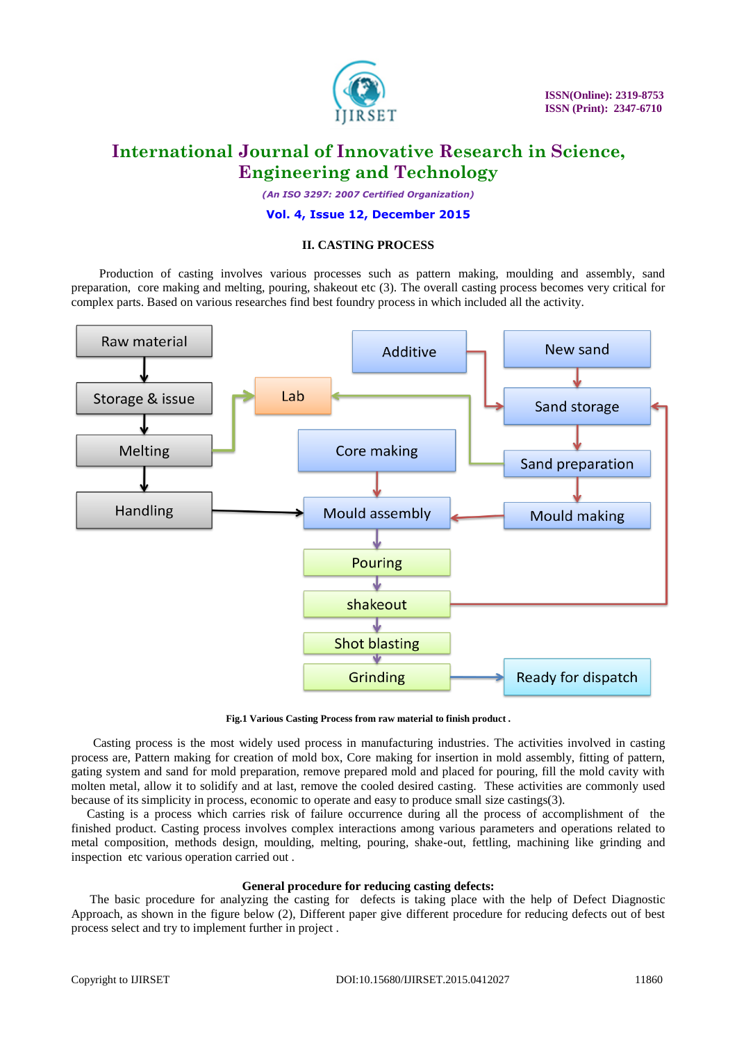## II. CASTING PROCESS

Production of casting involves various processes such as pattern making, moulding and assembly, sand preparation, core making and melting, pouring, shakeout etc (3). The overall casting process becomes very critical for complex parts. Based on various researches find best foundry process in which included all the activity.

Fig.1 Various Casting Process from raw material to finish product .

Casting process is the most widely used process in manufacturing industries. The activities involved in casting process are, Pattern making for creation of mold box, Core making for insertion in mold assembly, fitting of pattern, gating system and sand for mold preparation, remove prepared mold and placed for pouring, fill the mold cavity with molten metal, allow it to solidify and at last, remove the cooled desired casting. These activities are commonly used because of its simplicity in process, economic to operate and easy to produce small size castings(3).

Casting is a process which carries risk of failure occurrence during all the process of accomplishment of the finished product. Casting process involves complex interactions among various parameters and operations related to metal composition, methods design, moulding, melting, pouring, shake-out, fettling, machining like grinding and inspection etc various operation carried out .

### General procedure for reducing casting defects:

The basic procedure for analyzing the casting for defects is taking place with the help of Defect Diagnostic Approach, as shown in the figure below (2), Different paper give different procedure for reducing defects out of best process select and try to implement further in project .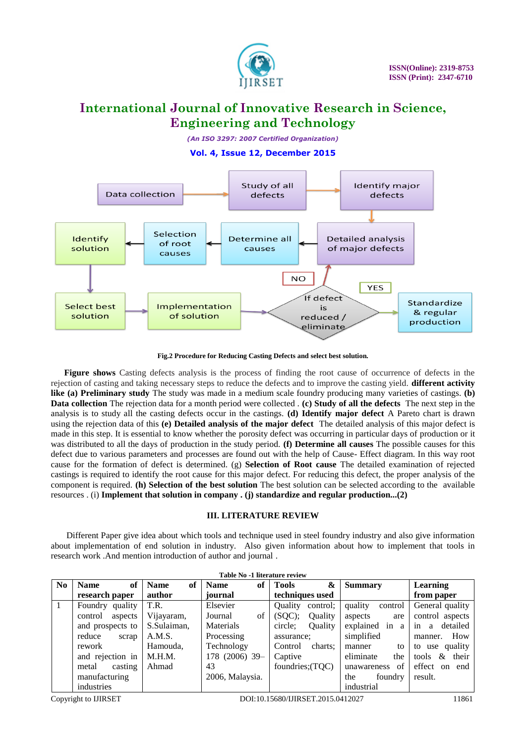Fig.2 Procedure for Reducing Casting Defects and select best solution.

**Figure shows** Casting defects analysis is the process of finding the root cause of occurrence of defects in the rejection of casting and taking necessary steps to reduce the defects and to improve the casting yield. **different activity like (a) Preliminary study** The study was made in a medium scale foundry producing many varieties of castings. **(b) Data collection** The rejection data for a month period were collected . **(c) Study of all the defects** The next step in the analysis is to study all the casting defects occur in the castings. **(d) Identify major defect** A Pareto chart is drawn using the rejection data of this **(e) Detailed analysis of the major defect** The detailed analysis of this major defect is made in this step. It is essential to know whether the porosity defect was occurring in particular days of production or it was distributed to all the days of production in the study period. **(f) Determine all causes** The possible causes for this defect due to various parameters and processes are found out with the help of Cause- Effect diagram. In this way root cause for the formation of defect is determined. (g) **Selection of Root cause** The detailed examination of rejected castings is required to identify the root cause for this major defect. For reducing this defect, the proper analysis of the component is required. **(h) Selection of the best solution** The best solution can be selected according to the available resources . (i) **Implement that solution in company . (j) standardize and regular production...(2)**

## III. LITERATURE REVIEW

Different Paper give idea about which tools and technique used in steel foundry industry and also give information about implementation of end solution in industry. Also given information about how to implement that tools in research work .And mention introduction of author and journal .

**Table No -1 literature review**

| No | Name of research paper | Name of author | Name of journal | Tools & techniques used | Summary | Learning from paper |
|---|---|---|---|---|---|---|
| 1 | Foundry quality control aspects and prospects to reduce scrap rework and rejection in metal casting manufacturing industries | T.R. Vijayaram, S.Sulaiman, A.M.S. Hamouda, M.H.M. Ahmad | Elsevier Journal of Materials Processing Technology 178 (2006) 39–43 2006, Malaysia. | Quality control; (SQC); Quality circle; Quality assurance; Control charts; Captive foundries;(TQC) | quality control aspects are explained in a simplified manner to eliminate the unawareness of the foundry industrial | General quality control aspects in a detailed manner. How to use quality tools & their effect on end result. |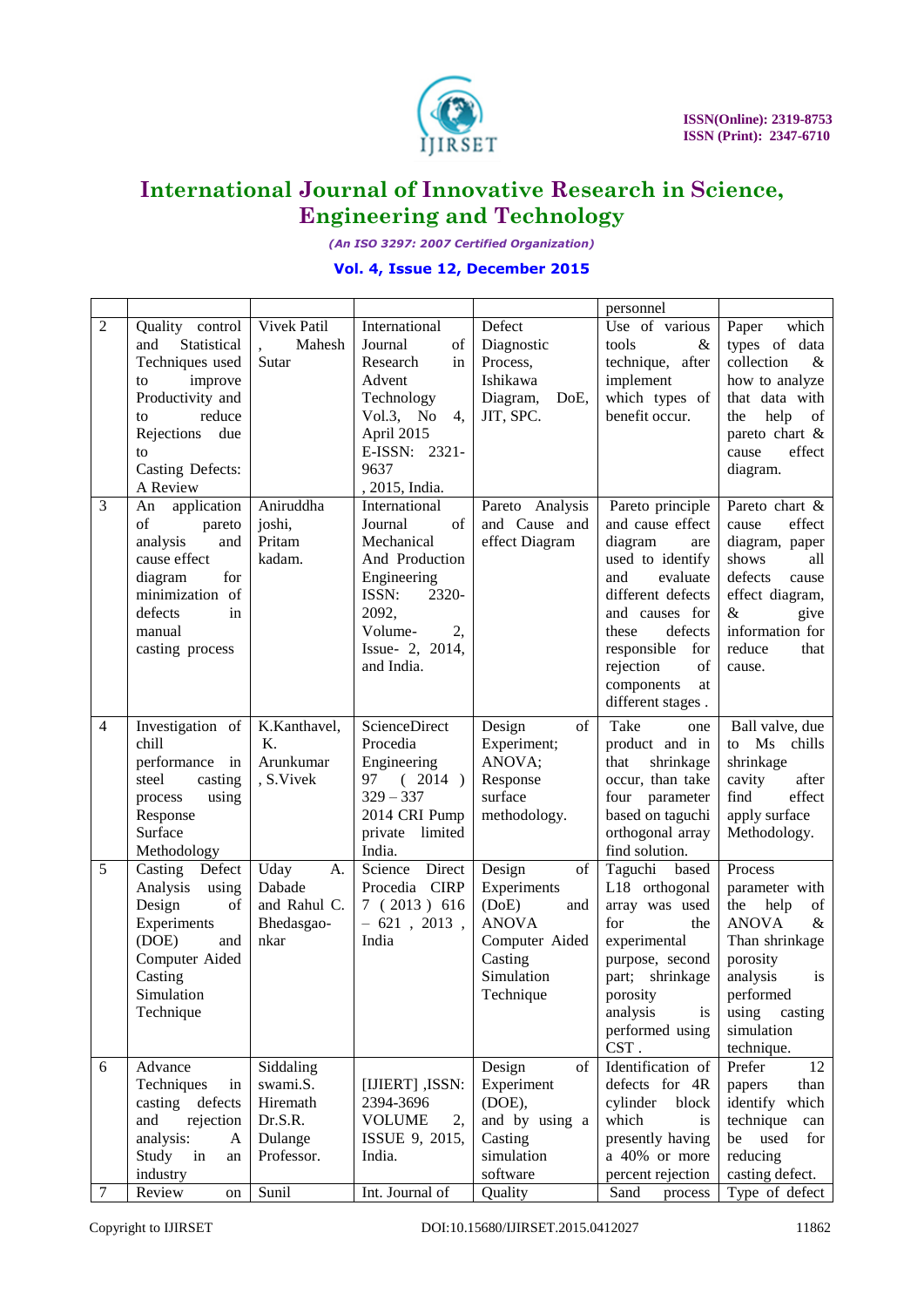| | | | | | personnel | |
|---|---|---|---|---|---|---|
| 2 | Quality control and Statistical Techniques used to improve Productivity and to reduce Rejections due to Casting Defects: A Review | Vivek Patil , Mahesh Sutar | International Journal of Research in Advent Technology Vol.3, No 4, April 2015 E-ISSN: 2321-9637 , 2015, India. | Defect Diagnostic Process, Ishikawa Diagram, DoE, JIT, SPC. | Use of various tools & technique, after implement which types of benefit occur. | Paper which types of data collection & how to analyze that data with the help of pareto chart & cause effect diagram. |
| 3 | An application of pareto analysis and cause effect diagram for minimization of defects in manual casting process | Aniruddha joshi, Pritam kadam. | International Journal of Mechanical And Production Engineering ISSN: 2320-2092, Volume- 2, Issue- 2, 2014, and India. | Pareto Analysis and Cause and effect Diagram | Pareto principle and cause effect diagram are used to identify and evaluate different defects and causes for these defects responsible for rejection of components at different stages . | Pareto chart & cause effect diagram, paper shows all defects cause effect diagram, & give information for reduce that cause. |
| 4 | Investigation of chill performance in steel casting process using Response Surface Methodology | K.Kanthavel, K. Arunkumar , S.Vivek | ScienceDirect Procedia Engineering 97 ( 2014 ) 329 – 337 2014 CRI Pump private limited India. | Design of Experiment; ANOVA; Response surface methodology. | Take one product and in that shrinkage occur, than take four parameter based on taguchi orthogonal array find solution. | Ball valve, due to Ms chills shrinkage cavity after find effect apply surface Methodology. |
| 5 | Casting Defect Analysis using Design of Experiments (DOE) and Computer Aided Casting Simulation Technique | Uday A. Dabade and Rahul C. Bhedasgao-nkar | Science Direct Procedia CIRP 7 ( 2013 ) 616 – 621 , 2013 , India | Design of Experiments (DoE) and ANOVA Computer Aided Casting Simulation Technique | Taguchi based L18 orthogonal array was used for the experimental purpose, second part; shrinkage porosity analysis is performed using CST . | Process parameter with the help of ANOVA & Than shrinkage porosity analysis is performed using casting simulation technique. |
| 6 | Advance Techniques in casting defects and rejection analysis: A Study in an industry | Siddaling swami.S. Hiremath Dr.S.R. Dulange Professor. | [IJIERT] ,ISSN: 2394-3696 VOLUME 2, ISSUE 9, 2015, India. | Design of Experiment (DOE), and by using a Casting simulation software | Identification of defects for 4R cylinder block which is presently having a 40% or more percent rejection | Prefer 12 papers than identify which technique can be used for reducing casting defect. |
| 7 | Review on | Sunil | Int. Journal of | Quality | Sand process | Type of defect |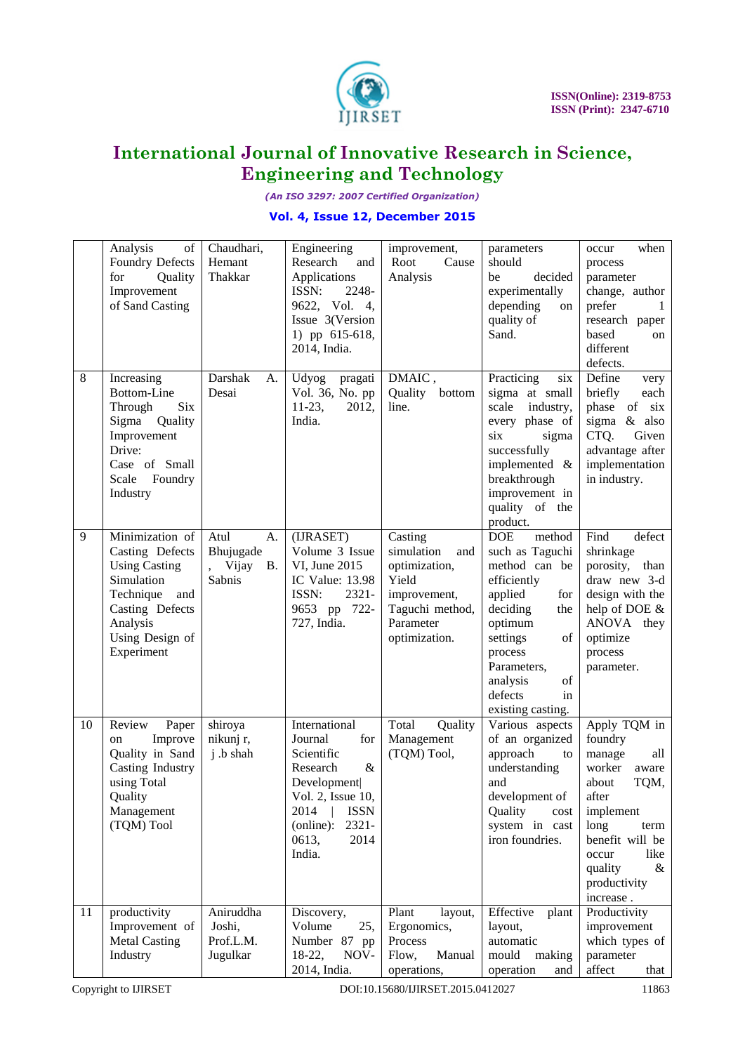|  | Analysis of Foundry Defects for Quality Improvement of Sand Casting | Chaudhari, Hemant Thakkar | Engineering Research and Applications ISSN: 2248-9622, Vol. 4, Issue 3(Version 1) pp 615-618, 2014, India. | improvement, Root Cause Analysis | parameters should be decided experimentally depending on quality of Sand. | occur when process parameter change, author prefer 1 research paper based on different defects. |
|---|---|---|---|---|---|---|
| 8 | Increasing Bottom-Line Through Six Sigma Quality Improvement Drive: Case of Small Scale Foundry Industry | Darshak A. Desai | Udyog pragati Vol. 36, No. pp 11-23, 2012, India. | DMAIC , Quality bottom line. | Practicing six sigma at small scale industry, every phase of six sigma successfully implemented & breakthrough improvement in quality of the product. | Define very briefly each phase of six sigma & also CTQ. Given advantage after implementation in industry. |
| 9 | Minimization of Casting Defects Using Casting Simulation Technique and Casting Defects Analysis Using Design of Experiment | Atul A. Bhujugade , Vijay B. Sabnis | (IJRASET) Volume 3 Issue VI, June 2015 IC Value: 13.98 ISSN: 2321-9653 pp 722-727, India. | Casting simulation and optimization, Yield improvement, Taguchi method, Parameter optimization. | DOE method such as Taguchi method can be efficiently applied for deciding the optimum settings of process Parameters, analysis of defects in existing casting. | Find defect shrinkage porosity, than draw new 3-d design with the help of DOE & ANOVA they optimize process parameter. |
| 10 | Review Paper on Improve Quality in Sand Casting Industry using Total Quality Management (TQM) Tool | shiroya nikunj r, j .b shah | International Journal for Scientific Research & Development\| Vol. 2, Issue 10, 2014 \| ISSN (online): 2321-0613, 2014 India. | Total Quality Management (TQM) Tool, | Various aspects of an organized approach to understanding and development of Quality cost system in cast iron foundries. | Apply TQM in foundry manage all worker aware about TQM, after implement long term benefit will be occur like quality & productivity increase . |
| 11 | productivity Improvement of Metal Casting Industry | Aniruddha Joshi, Prof.L.M. Jugulkar | Discovery, Volume 25, Number 87 pp 18-22, NOV-2014, India. | Plant layout, Ergonomics, Process Flow, Manual operations, | Effective plant layout, automatic mould making operation and | Productivity improvement which types of parameter affect that |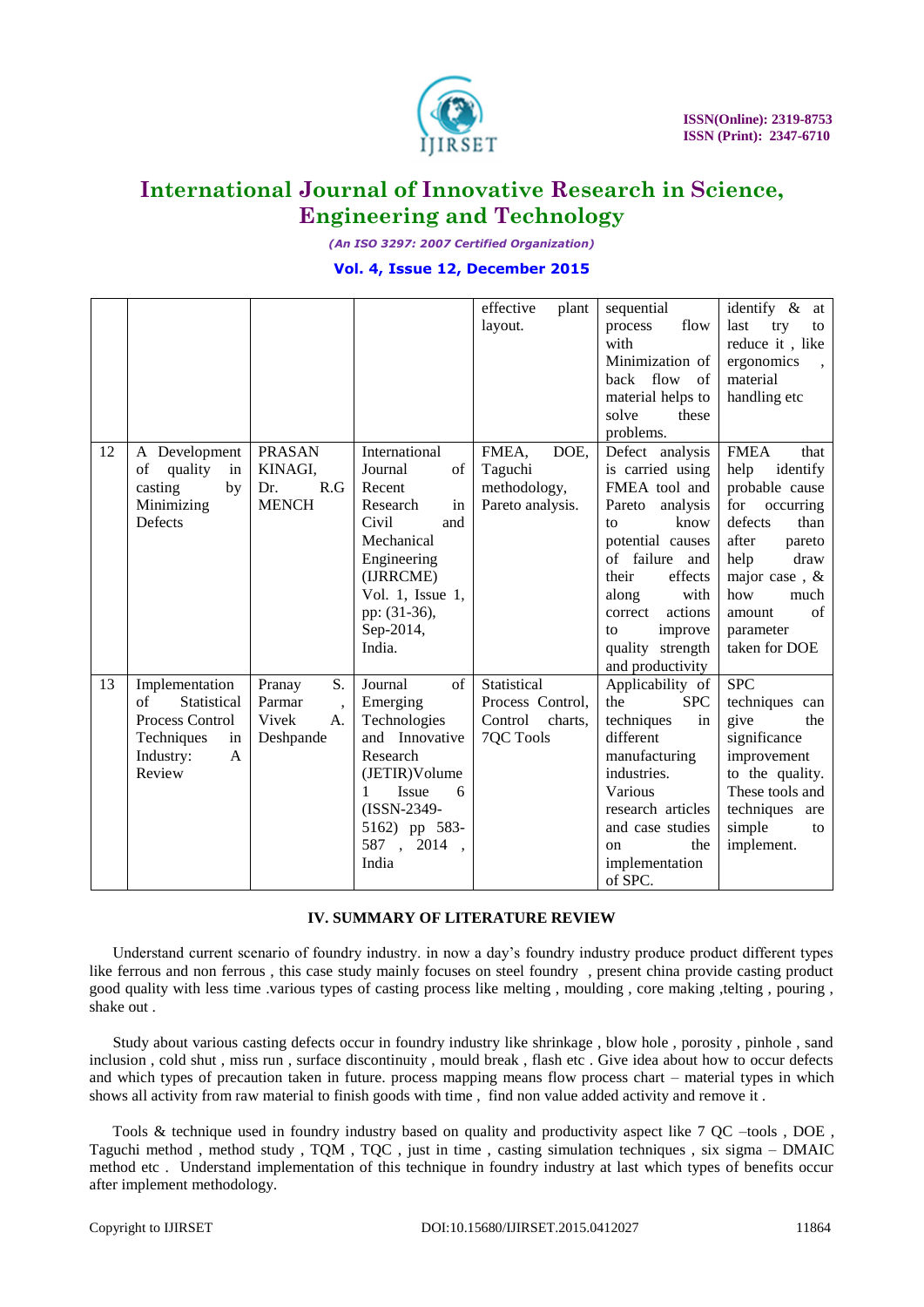| | | | | effective plant layout. | sequential process flow with Minimization of back flow of material helps to solve these problems. | identify & at last try to reduce it , like ergonomics , material handling etc |
|---|---|---|---|---|---|---|
| 12 | A Development of quality in casting by Minimizing Defects | PRASAN KINAGI, Dr. R.G MENCH | International Journal of Recent Research in Civil and Mechanical Engineering (IJRRCME) Vol. 1, Issue 1, pp: (31-36), Sep-2014, India. | FMEA, DOE, Taguchi methodology, Pareto analysis. | Defect analysis is carried using FMEA tool and Pareto analysis to know potential causes of failure and their effects along with correct actions to improve quality strength and productivity | FMEA that help identify probable cause for occurring defects than after pareto help draw major case , & how much amount of parameter taken for DOE |
| 13 | Implementation of Statistical Process Control Techniques in Industry: A Review | Pranay S. Parmar , Vivek A. Deshpande | Journal of Emerging Technologies and Innovative Research (JETIR)Volume 1 Issue 6 (ISSN-2349-5162) pp 583-587 , 2014 , India | Statistical Process Control, Control charts, 7QC Tools | Applicability of the SPC techniques in different manufacturing industries. Various research articles and case studies on the implementation of SPC. | SPC techniques can give the significance improvement to the quality. These tools and techniques are simple to implement. |

## IV. SUMMARY OF LITERATURE REVIEW

Understand current scenario of foundry industry. in now a day's foundry industry produce product different types like ferrous and non ferrous , this case study mainly focuses on steel foundry , present china provide casting product good quality with less time .various types of casting process like melting , moulding , core making ,telting , pouring , shake out .

Study about various casting defects occur in foundry industry like shrinkage , blow hole , porosity , pinhole , sand inclusion , cold shut , miss run , surface discontinuity , mould break , flash etc . Give idea about how to occur defects and which types of precaution taken in future. process mapping means flow process chart – material types in which shows all activity from raw material to finish goods with time , find non value added activity and remove it .

Tools & technique used in foundry industry based on quality and productivity aspect like 7 QC –tools , DOE , Taguchi method , method study , TQM , TQC , just in time , casting simulation techniques , six sigma – DMAIC method etc . Understand implementation of this technique in foundry industry at last which types of benefits occur after implement methodology.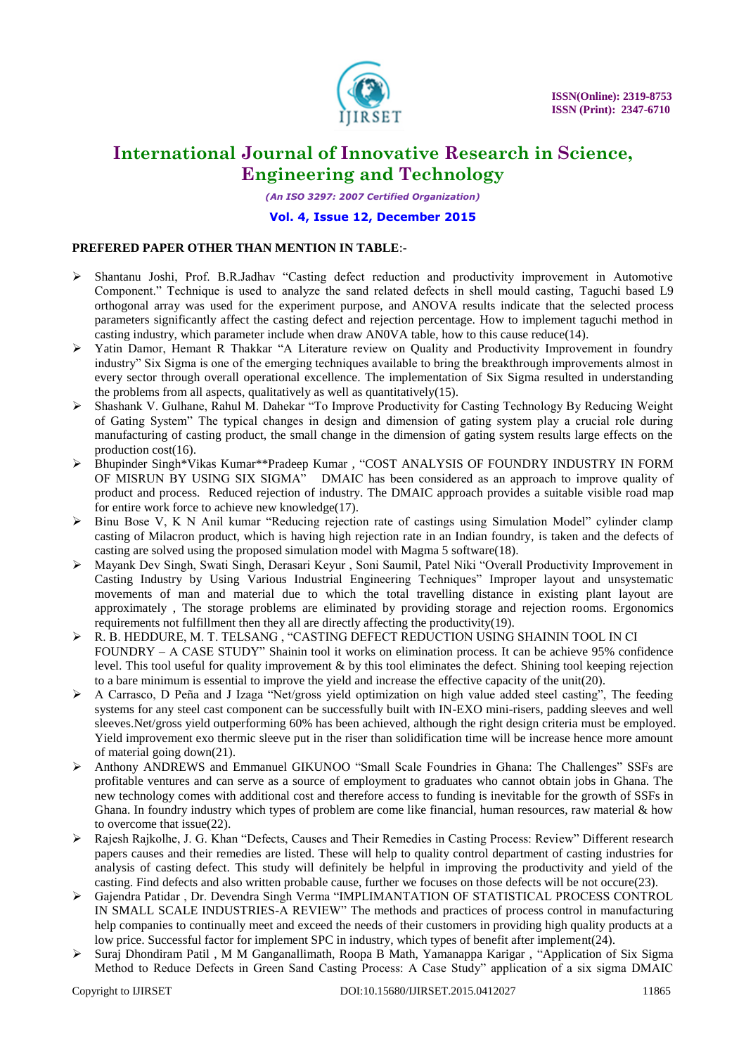**PREFERED PAPER OTHER THAN MENTION IN TABLE**:-

- Shantanu Joshi, Prof. B.R.Jadhav "Casting defect reduction and productivity improvement in Automotive Component." Technique is used to analyze the sand related defects in shell mould casting, Taguchi based L9 orthogonal array was used for the experiment purpose, and ANOVA results indicate that the selected process parameters significantly affect the casting defect and rejection percentage. How to implement taguchi method in casting industry, which parameter include when draw AN0VA table, how to this cause reduce(14).
- Yatin Damor, Hemant R Thakkar "A Literature review on Quality and Productivity Improvement in foundry industry" Six Sigma is one of the emerging techniques available to bring the breakthrough improvements almost in every sector through overall operational excellence. The implementation of Six Sigma resulted in understanding the problems from all aspects, qualitatively as well as quantitatively(15).
- Shashank V. Gulhane, Rahul M. Dahekar "To Improve Productivity for Casting Technology By Reducing Weight of Gating System" The typical changes in design and dimension of gating system play a crucial role during manufacturing of casting product, the small change in the dimension of gating system results large effects on the production cost(16).
- Bhupinder Singh*Vikas Kumar**Pradeep Kumar , "COST ANALYSIS OF FOUNDRY INDUSTRY IN FORM OF MISRUN BY USING SIX SIGMA" DMAIC has been considered as an approach to improve quality of product and process. Reduced rejection of industry. The DMAIC approach provides a suitable visible road map for entire work force to achieve new knowledge(17).
- Binu Bose V, K N Anil kumar "Reducing rejection rate of castings using Simulation Model" cylinder clamp casting of Milacron product, which is having high rejection rate in an Indian foundry, is taken and the defects of casting are solved using the proposed simulation model with Magma 5 software(18).
- Mayank Dev Singh, Swati Singh, Derasari Keyur , Soni Saumil, Patel Niki "Overall Productivity Improvement in Casting Industry by Using Various Industrial Engineering Techniques" Improper layout and unsystematic movements of man and material due to which the total travelling distance in existing plant layout are approximately , The storage problems are eliminated by providing storage and rejection rooms. Ergonomics requirements not fulfillment then they all are directly affecting the productivity(19).
- R. B. HEDDURE, M. T. TELSANG , "CASTING DEFECT REDUCTION USING SHAININ TOOL IN CI FOUNDRY – A CASE STUDY" Shainin tool it works on elimination process. It can be achieve 95% confidence level. This tool useful for quality improvement & by this tool eliminates the defect. Shining tool keeping rejection to a bare minimum is essential to improve the yield and increase the effective capacity of the unit(20).
- A Carrasco, D Peña and J Izaga "Net/gross yield optimization on high value added steel casting", The feeding systems for any steel cast component can be successfully built with IN-EXO mini-risers, padding sleeves and well sleeves.Net/gross yield outperforming 60% has been achieved, although the right design criteria must be employed. Yield improvement exo thermic sleeve put in the riser than solidification time will be increase hence more amount of material going down(21).
- Anthony ANDREWS and Emmanuel GIKUNOO "Small Scale Foundries in Ghana: The Challenges" SSFs are profitable ventures and can serve as a source of employment to graduates who cannot obtain jobs in Ghana. The new technology comes with additional cost and therefore access to funding is inevitable for the growth of SSFs in Ghana. In foundry industry which types of problem are come like financial, human resources, raw material & how to overcome that issue(22).
- Rajesh Rajkolhe, J. G. Khan "Defects, Causes and Their Remedies in Casting Process: Review" Different research papers causes and their remedies are listed. These will help to quality control department of casting industries for analysis of casting defect. This study will definitely be helpful in improving the productivity and yield of the casting. Find defects and also written probable cause, further we focuses on those defects will be not occure(23).
- Gajendra Patidar , Dr. Devendra Singh Verma "IMPLIMANTATION OF STATISTICAL PROCESS CONTROL IN SMALL SCALE INDUSTRIES-A REVIEW" The methods and practices of process control in manufacturing help companies to continually meet and exceed the needs of their customers in providing high quality products at a low price. Successful factor for implement SPC in industry, which types of benefit after implement(24).
- Suraj Dhondiram Patil , M M Ganganallimath, Roopa B Math, Yamanappa Karigar , "Application of Six Sigma Method to Reduce Defects in Green Sand Casting Process: A Case Study" application of a six sigma DMAIC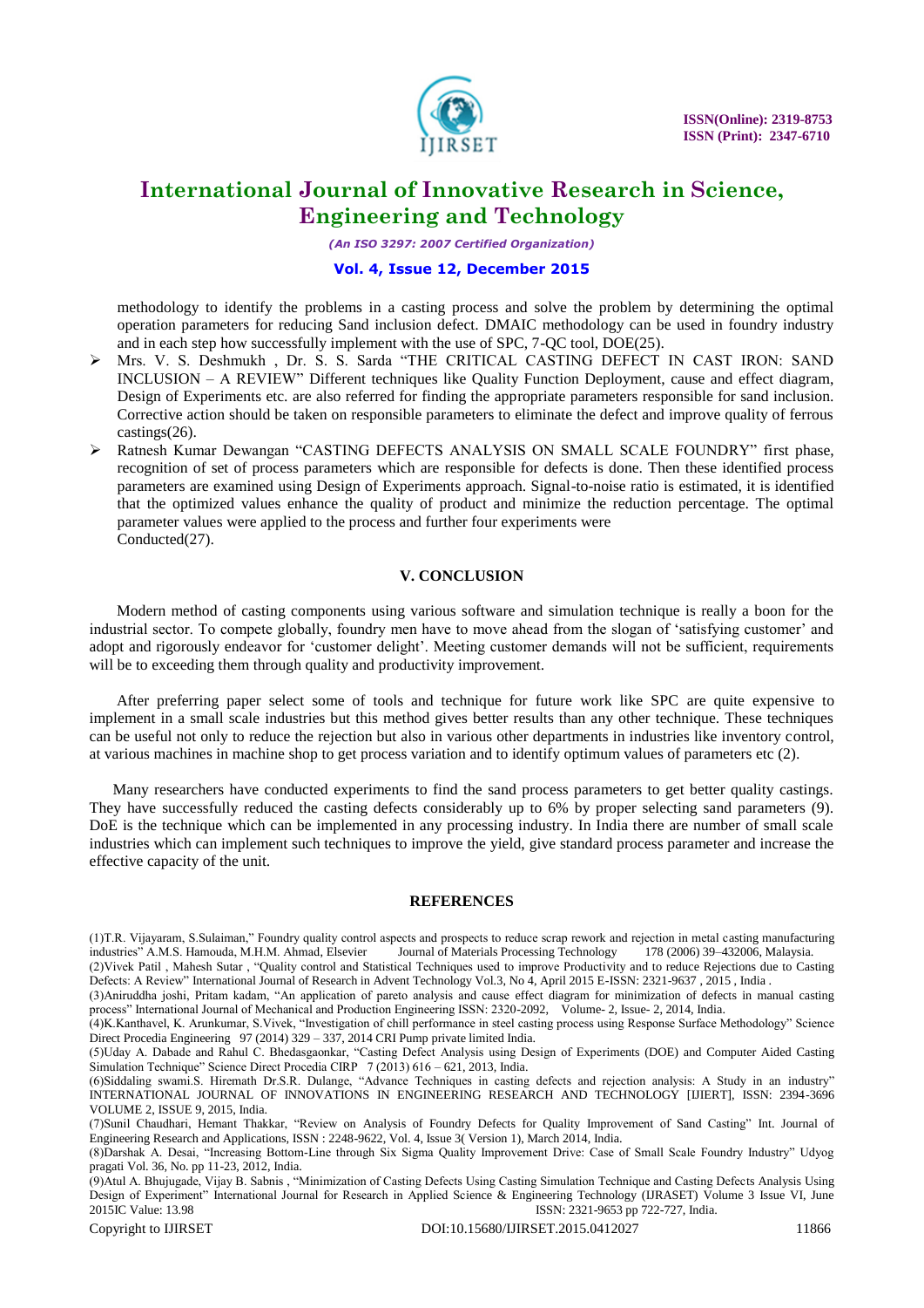methodology to identify the problems in a casting process and solve the problem by determining the optimal operation parameters for reducing Sand inclusion defect. DMAIC methodology can be used in foundry industry and in each step how successfully implement with the use of SPC, 7-QC tool, DOE(25).

- Mrs. V. S. Deshmukh , Dr. S. S. Sarda "THE CRITICAL CASTING DEFECT IN CAST IRON: SAND INCLUSION – A REVIEW" Different techniques like Quality Function Deployment, cause and effect diagram, Design of Experiments etc. are also referred for finding the appropriate parameters responsible for sand inclusion. Corrective action should be taken on responsible parameters to eliminate the defect and improve quality of ferrous castings(26).
- Ratnesh Kumar Dewangan "CASTING DEFECTS ANALYSIS ON SMALL SCALE FOUNDRY" first phase, recognition of set of process parameters which are responsible for defects is done. Then these identified process parameters are examined using Design of Experiments approach. Signal-to-noise ratio is estimated, it is identified that the optimized values enhance the quality of product and minimize the reduction percentage. The optimal parameter values were applied to the process and further four experiments were Conducted(27).

## V. CONCLUSION

Modern method of casting components using various software and simulation technique is really a boon for the industrial sector. To compete globally, foundry men have to move ahead from the slogan of 'satisfying customer' and adopt and rigorously endeavor for 'customer delight'. Meeting customer demands will not be sufficient, requirements will be to exceeding them through quality and productivity improvement.

After preferring paper select some of tools and technique for future work like SPC are quite expensive to implement in a small scale industries but this method gives better results than any other technique. These techniques can be useful not only to reduce the rejection but also in various other departments in industries like inventory control, at various machines in machine shop to get process variation and to identify optimum values of parameters etc (2).

Many researchers have conducted experiments to find the sand process parameters to get better quality castings. They have successfully reduced the casting defects considerably up to 6% by proper selecting sand parameters (9). DoE is the technique which can be implemented in any processing industry. In India there are number of small scale industries which can implement such techniques to improve the yield, give standard process parameter and increase the effective capacity of the unit.

## REFERENCES

(1)T.R. Vijayaram, S.Sulaiman," Foundry quality control aspects and prospects to reduce scrap rework and rejection in metal casting manufacturing industries" A.M.S. Hamouda, M.H.M. Ahmad, Elsevier Journal of Materials Processing Technology 178 (2006) 39–432006, Malaysia.

(2)Vivek Patil , Mahesh Sutar , "Quality control and Statistical Techniques used to improve Productivity and to reduce Rejections due to Casting Defects: A Review" International Journal of Research in Advent Technology Vol.3, No 4, April 2015 E-ISSN: 2321-9637 , 2015 , India .

(3)Aniruddha joshi, Pritam kadam, "An application of pareto analysis and cause effect diagram for minimization of defects in manual casting process" International Journal of Mechanical and Production Engineering ISSN: 2320-2092, Volume- 2, Issue- 2, 2014, India.

(4)K.Kanthavel, K. Arunkumar, S.Vivek, "Investigation of chill performance in steel casting process using Response Surface Methodology" Science Direct Procedia Engineering 97 (2014) 329 – 337, 2014 CRI Pump private limited India.

(5)Uday A. Dabade and Rahul C. Bhedasgaonkar, "Casting Defect Analysis using Design of Experiments (DOE) and Computer Aided Casting Simulation Technique" Science Direct Procedia CIRP 7 (2013) 616 – 621, 2013, India.

(6)Siddaling swami.S. Hiremath Dr.S.R. Dulange, "Advance Techniques in casting defects and rejection analysis: A Study in an industry" INTERNATIONAL JOURNAL OF INNOVATIONS IN ENGINEERING RESEARCH AND TECHNOLOGY [IJIERT], ISSN: 2394-3696 VOLUME 2, ISSUE 9, 2015, India.

(7)Sunil Chaudhari, Hemant Thakkar, "Review on Analysis of Foundry Defects for Quality Improvement of Sand Casting" Int. Journal of Engineering Research and Applications, ISSN : 2248-9622, Vol. 4, Issue 3( Version 1), March 2014, India.

(8)Darshak A. Desai, "Increasing Bottom-Line through Six Sigma Quality Improvement Drive: Case of Small Scale Foundry Industry" Udyog pragati Vol. 36, No. pp 11-23, 2012, India.

(9)Atul A. Bhujugade, Vijay B. Sabnis , "Minimization of Casting Defects Using Casting Simulation Technique and Casting Defects Analysis Using Design of Experiment" International Journal for Research in Applied Science & Engineering Technology (IJRASET) Volume 3 Issue VI, June 2015IC Value: 13.98 ISSN: 2321-9653 pp 722-727, India.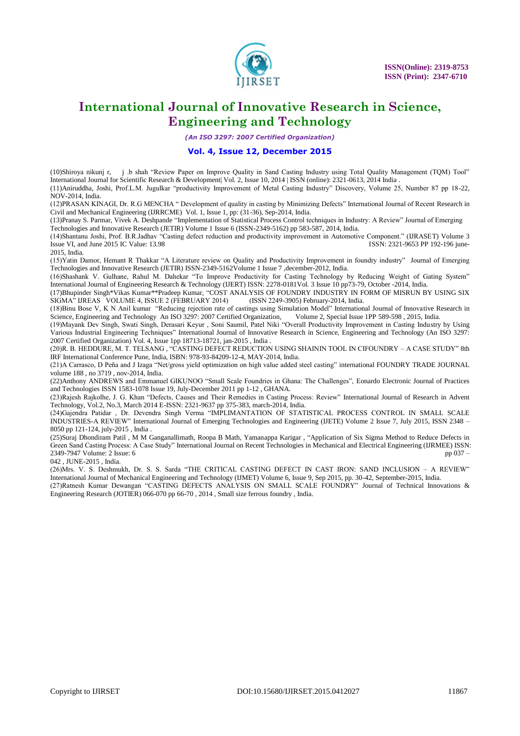(10)Shiroya nikunj r, j .b shah "Review Paper on Improve Quality in Sand Casting Industry using Total Quality Management (TQM) Tool" International Journal for Scientific Research & Development| Vol. 2, Issue 10, 2014 | ISSN (online): 2321-0613, 2014 India .

(11)Aniruddha, Joshi, Prof.L.M. Jugulkar "productivity Improvement of Metal Casting Industry" Discovery, Volume 25, Number 87 pp 18-22, NOV-2014, India.

(12)PRASAN KINAGI, Dr. R.G MENCHA " Development of quality in casting by Minimizing Defects" International Journal of Recent Research in Civil and Mechanical Engineering (IJRRCME) Vol. 1, Issue 1, pp: (31-36), Sep-2014, India.

(13)Pranay S. Parmar, Vivek A. Deshpande "Implementation of Statistical Process Control techniques in Industry: A Review" Journal of Emerging Technologies and Innovative Research (JETIR) Volume 1 Issue 6 (ISSN-2349-5162) pp 583-587, 2014, India.

(14)Shantanu Joshi, Prof. B.R.Jadhav "Casting defect reduction and productivity improvement in Automotive Component." (IJRASET) Volume 3 Issue VI, and June 2015 IC Value: 13.98 ISSN: 2321-9653 PP 192-196 june-2015, India.

(15)Yatin Damor, Hemant R Thakkar "A Literature review on Quality and Productivity Improvement in foundry industry" Journal of Emerging Technologies and Innovative Research (JETIR) ISSN-2349-5162Volume 1 Issue 7 ,december-2012, India.

(16)Shashank V. Gulhane, Rahul M. Dahekar "To Improve Productivity for Casting Technology by Reducing Weight of Gating System" International Journal of Engineering Research & Technology (IJERT) ISSN: 2278-0181Vol. 3 Issue 10 pp73-79, October -2014, India.

(17)Bhupinder Singh*Vikas Kumar**Pradeep Kumar, "COST ANALYSIS OF FOUNDRY INDUSTRY IN FORM OF MISRUN BY USING SIX SIGMA" IJREAS VOLUME 4, ISSUE 2 (FEBRUARY 2014) (ISSN 2249-3905) February-2014, India.

(18)Binu Bose V, K N Anil kumar "Reducing rejection rate of castings using Simulation Model" International Journal of Innovative Research in Science, Engineering and Technology An ISO 3297: 2007 Certified Organization, Volume 2, Special Issue 1PP 589-598 , 2015, India.

(19)Mayank Dev Singh, Swati Singh, Derasari Keyur , Soni Saumil, Patel Niki "Overall Productivity Improvement in Casting Industry by Using Various Industrial Engineering Techniques" International Journal of Innovative Research in Science, Engineering and Technology (An ISO 3297: 2007 Certified Organization) Vol. 4, Issue 1pp 18713-18721, jan-2015 , India .

(20)R. B. HEDDURE, M. T. TELSANG , "CASTING DEFECT REDUCTION USING SHAININ TOOL IN CIFOUNDRY – A CASE STUDY" 8th IRF International Conference Pune, India, ISBN: 978-93-84209-12-4, MAY-2014, India.

(21)A Carrasco, D Peña and J Izaga "Net/gross yield optimization on high value added steel casting" international FOUNDRY TRADE JOURNAL volume 188 , no 3719 , nov-2014, India.

(22)Anthony ANDREWS and Emmanuel GIKUNOO "Small Scale Foundries in Ghana: The Challenges", Eonardo Electronic Journal of Practices and Technologies ISSN 1583-1078 Issue 19, July-December 2011 pp 1-12 , GHANA.

(23)Rajesh Rajkolhe, J. G. Khan "Defects, Causes and Their Remedies in Casting Process: Review" International Journal of Research in Advent Technology, Vol.2, No.3, March 2014 E-ISSN: 2321-9637 pp 375-383, march-2014, India.

(24)Gajendra Patidar , Dr. Devendra Singh Verma "IMPLIMANTATION OF STATISTICAL PROCESS CONTROL IN SMALL SCALE INDUSTRIES-A REVIEW" International Journal of Emerging Technologies and Engineering (IJETE) Volume 2 Issue 7, July 2015, ISSN 2348 – 8050 pp 121-124, july-2015 , India .

(25)Suraj Dhondiram Patil , M M Ganganallimath, Roopa B Math, Yamanappa Karigar , "Application of Six Sigma Method to Reduce Defects in Green Sand Casting Process: A Case Study" International Journal on Recent Technologies in Mechanical and Electrical Engineering (IJRMEE) ISSN: 2349-7947 Volume: 2 Issue: 6 pp 037 – 042 , JUNE-2015 , India.

(26)Mrs. V. S. Deshmukh, Dr. S. S. Sarda "THE CRITICAL CASTING DEFECT IN CAST IRON: SAND INCLUSION – A REVIEW" International Journal of Mechanical Engineering and Technology (IJMET) Volume 6, Issue 9, Sep 2015, pp. 30-42, September-2015, India.

(27)Ratnesh Kumar Dewangan "CASTING DEFECTS ANALYSIS ON SMALL SCALE FOUNDRY" Journal of Technical Innovations & Engineering Research (JOTIER) 066-070 pp 66-70 , 2014 , Small size ferrous foundry , India.